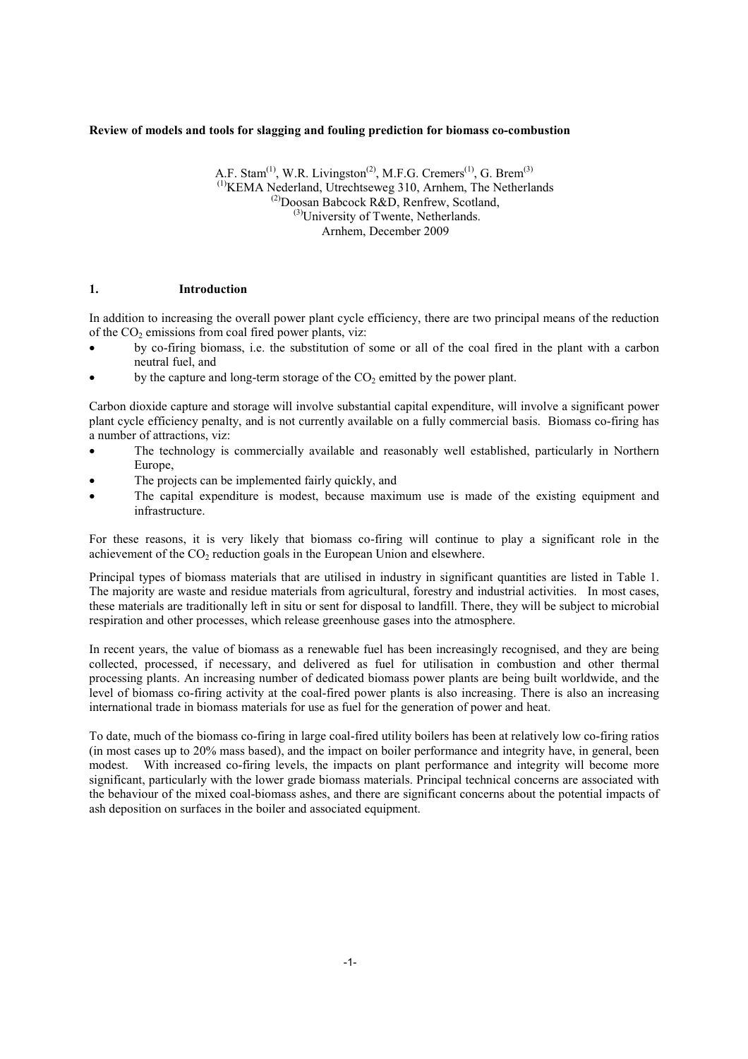**Review of models and tools for slagging and fouling prediction for biomass co-combustion**

A.F. Stam[1], W.R. Livingston[2], M.F.G. Cremers[1], G. Brem[3]
[1]KEMA Nederland, Utrechtseweg 310, Arnhem, The Netherlands
[2]Doosan Babcock R&D, Renfrew, Scotland,
[3]University of Twente, Netherlands.
Arnhem, December 2009

## 1. Introduction

In addition to increasing the overall power plant cycle efficiency, there are two principal means of the reduction of the $CO_2$ emissions from coal fired power plants, viz:

- by co-firing biomass, i.e. the substitution of some or all of the coal fired in the plant with a carbon neutral fuel, and
- by the capture and long-term storage of the $CO_2$ emitted by the power plant.

Carbon dioxide capture and storage will involve substantial capital expenditure, will involve a significant power plant cycle efficiency penalty, and is not currently available on a fully commercial basis. Biomass co-firing has a number of attractions, viz:

- The technology is commercially available and reasonably well established, particularly in Northern Europe,
- The projects can be implemented fairly quickly, and
- The capital expenditure is modest, because maximum use is made of the existing equipment and infrastructure.

For these reasons, it is very likely that biomass co-firing will continue to play a significant role in the achievement of the $CO_2$ reduction goals in the European Union and elsewhere.

Principal types of biomass materials that are utilised in industry in significant quantities are listed in Table 1. The majority are waste and residue materials from agricultural, forestry and industrial activities. In most cases, these materials are traditionally left in situ or sent for disposal to landfill. There, they will be subject to microbial respiration and other processes, which release greenhouse gases into the atmosphere.

In recent years, the value of biomass as a renewable fuel has been increasingly recognised, and they are being collected, processed, if necessary, and delivered as fuel for utilisation in combustion and other thermal processing plants. An increasing number of dedicated biomass power plants are being built worldwide, and the level of biomass co-firing activity at the coal-fired power plants is also increasing. There is also an increasing international trade in biomass materials for use as fuel for the generation of power and heat.

To date, much of the biomass co-firing in large coal-fired utility boilers has been at relatively low co-firing ratios (in most cases up to 20% mass based), and the impact on boiler performance and integrity have, in general, been modest. With increased co-firing levels, the impacts on plant performance and integrity will become more significant, particularly with the lower grade biomass materials. Principal technical concerns are associated with the behaviour of the mixed coal-biomass ashes, and there are significant concerns about the potential impacts of ash deposition on surfaces in the boiler and associated equipment.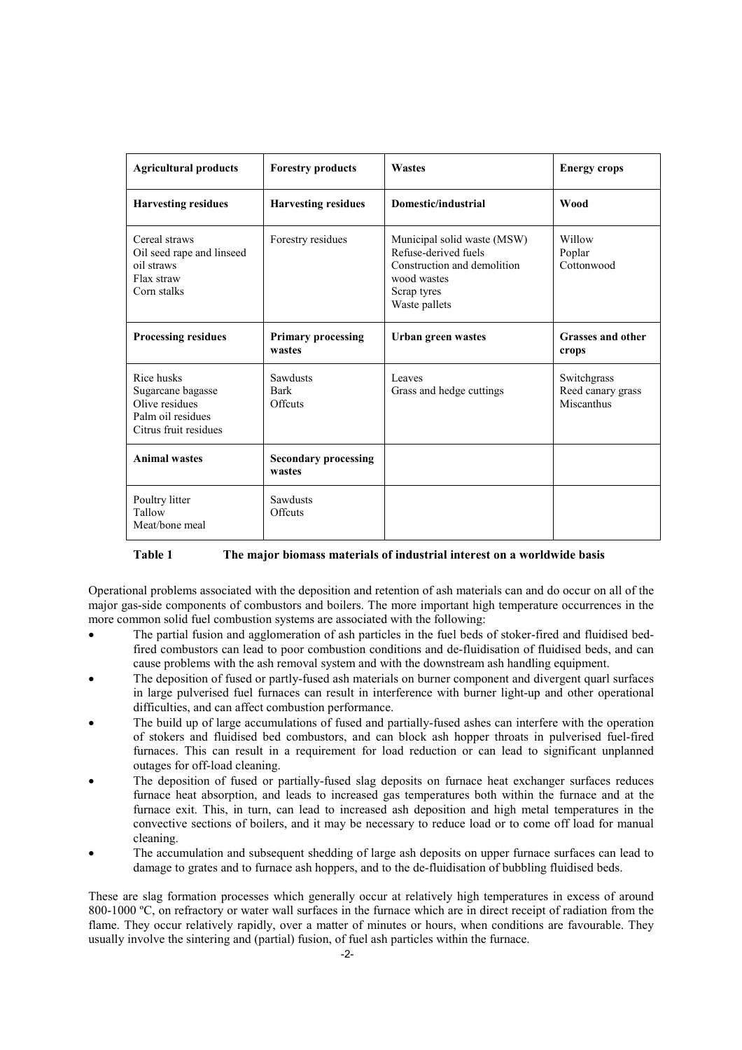| Agricultural products | Forestry products | Wastes | Energy crops |
|---|---|---|---|
| **Harvesting residues** | **Harvesting residues** | **Domestic/industrial** | **Wood** |
| Cereal straws<br>Oil seed rape and linseed oil straws<br>Flax straw<br>Corn stalks | Forestry residues | Municipal solid waste (MSW)<br>Refuse-derived fuels<br>Construction and demolition wood wastes<br>Scrap tyres<br>Waste pallets | Willow<br>Poplar<br>Cottonwood |
| **Processing residues** | **Primary processing wastes** | **Urban green wastes** | **Grasses and other crops** |
| Rice husks<br>Sugarcane bagasse<br>Olive residues<br>Palm oil residues<br>Citrus fruit residues | Sawdusts<br>Bark<br>Offcuts | Leaves<br>Grass and hedge cuttings | Switchgrass<br>Reed canary grass<br>Miscanthus |
| **Animal wastes** | **Secondary processing wastes** | | |
| Poultry litter<br>Tallow<br>Meat/bone meal | Sawdusts<br>Offcuts | | |

**Table 1 The major biomass materials of industrial interest on a worldwide basis**

Operational problems associated with the deposition and retention of ash materials can and do occur on all of the major gas-side components of combustors and boilers. The more important high temperature occurrences in the more common solid fuel combustion systems are associated with the following:

- The partial fusion and agglomeration of ash particles in the fuel beds of stoker-fired and fluidised bed-fired combustors can lead to poor combustion conditions and de-fluidisation of fluidised beds, and can cause problems with the ash removal system and with the downstream ash handling equipment.
- The deposition of fused or partly-fused ash materials on burner component and divergent quarl surfaces in large pulverised fuel furnaces can result in interference with burner light-up and other operational difficulties, and can affect combustion performance.
- The build up of large accumulations of fused and partially-fused ashes can interfere with the operation of stokers and fluidised bed combustors, and can block ash hopper throats in pulverised fuel-fired furnaces. This can result in a requirement for load reduction or can lead to significant unplanned outages for off-load cleaning.
- The deposition of fused or partially-fused slag deposits on furnace heat exchanger surfaces reduces furnace heat absorption, and leads to increased gas temperatures both within the furnace and at the furnace exit. This, in turn, can lead to increased ash deposition and high metal temperatures in the convective sections of boilers, and it may be necessary to reduce load or to come off load for manual cleaning.
- The accumulation and subsequent shedding of large ash deposits on upper furnace surfaces can lead to damage to grates and to furnace ash hoppers, and to the de-fluidisation of bubbling fluidised beds.

These are slag formation processes which generally occur at relatively high temperatures in excess of around 800-1000 ºC, on refractory or water wall surfaces in the furnace which are in direct receipt of radiation from the flame. They occur relatively rapidly, over a matter of minutes or hours, when conditions are favourable. They usually involve the sintering and (partial) fusion, of fuel ash particles within the furnace.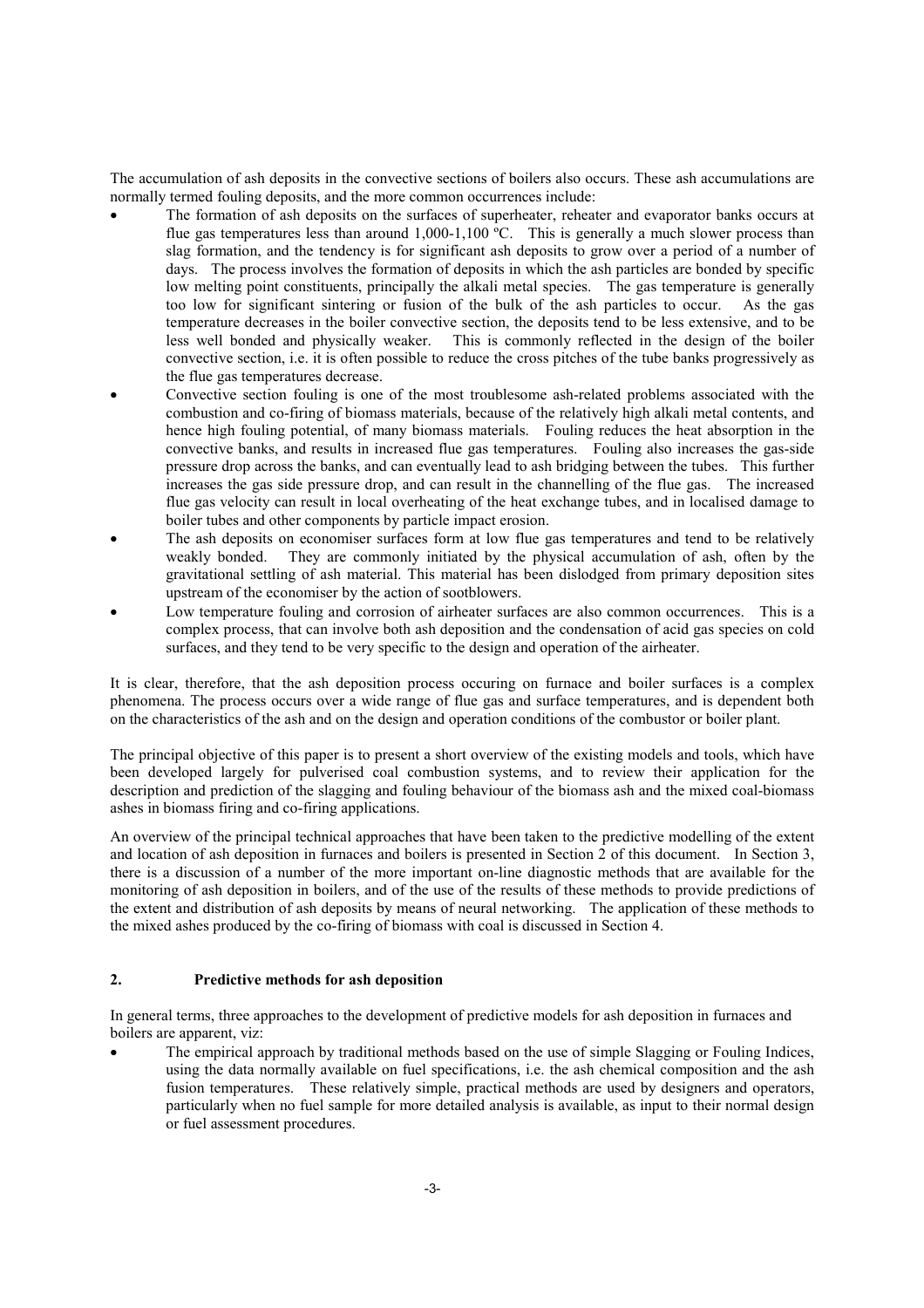The accumulation of ash deposits in the convective sections of boilers also occurs. These ash accumulations are normally termed fouling deposits, and the more common occurrences include:

- The formation of ash deposits on the surfaces of superheater, reheater and evaporator banks occurs at flue gas temperatures less than around 1,000-1,100 ºC. This is generally a much slower process than slag formation, and the tendency is for significant ash deposits to grow over a period of a number of days. The process involves the formation of deposits in which the ash particles are bonded by specific low melting point constituents, principally the alkali metal species. The gas temperature is generally too low for significant sintering or fusion of the bulk of the ash particles to occur. As the gas temperature decreases in the boiler convective section, the deposits tend to be less extensive, and to be less well bonded and physically weaker. This is commonly reflected in the design of the boiler convective section, i.e. it is often possible to reduce the cross pitches of the tube banks progressively as the flue gas temperatures decrease.
- Convective section fouling is one of the most troublesome ash-related problems associated with the combustion and co-firing of biomass materials, because of the relatively high alkali metal contents, and hence high fouling potential, of many biomass materials. Fouling reduces the heat absorption in the convective banks, and results in increased flue gas temperatures. Fouling also increases the gas-side pressure drop across the banks, and can eventually lead to ash bridging between the tubes. This further increases the gas side pressure drop, and can result in the channelling of the flue gas. The increased flue gas velocity can result in local overheating of the heat exchange tubes, and in localised damage to boiler tubes and other components by particle impact erosion.
- The ash deposits on economiser surfaces form at low flue gas temperatures and tend to be relatively weakly bonded. They are commonly initiated by the physical accumulation of ash, often by the gravitational settling of ash material. This material has been dislodged from primary deposition sites upstream of the economiser by the action of sootblowers.
- Low temperature fouling and corrosion of airheater surfaces are also common occurrences. This is a complex process, that can involve both ash deposition and the condensation of acid gas species on cold surfaces, and they tend to be very specific to the design and operation of the airheater.

It is clear, therefore, that the ash deposition process occuring on furnace and boiler surfaces is a complex phenomena. The process occurs over a wide range of flue gas and surface temperatures, and is dependent both on the characteristics of the ash and on the design and operation conditions of the combustor or boiler plant.

The principal objective of this paper is to present a short overview of the existing models and tools, which have been developed largely for pulverised coal combustion systems, and to review their application for the description and prediction of the slagging and fouling behaviour of the biomass ash and the mixed coal-biomass ashes in biomass firing and co-firing applications.

An overview of the principal technical approaches that have been taken to the predictive modelling of the extent and location of ash deposition in furnaces and boilers is presented in Section 2 of this document. In Section 3, there is a discussion of a number of the more important on-line diagnostic methods that are available for the monitoring of ash deposition in boilers, and of the use of the results of these methods to provide predictions of the extent and distribution of ash deposits by means of neural networking. The application of these methods to the mixed ashes produced by the co-firing of biomass with coal is discussed in Section 4.

## 2. Predictive methods for ash deposition

In general terms, three approaches to the development of predictive models for ash deposition in furnaces and boilers are apparent, viz:

- The empirical approach by traditional methods based on the use of simple Slagging or Fouling Indices, using the data normally available on fuel specifications, i.e. the ash chemical composition and the ash fusion temperatures. These relatively simple, practical methods are used by designers and operators, particularly when no fuel sample for more detailed analysis is available, as input to their normal design or fuel assessment procedures.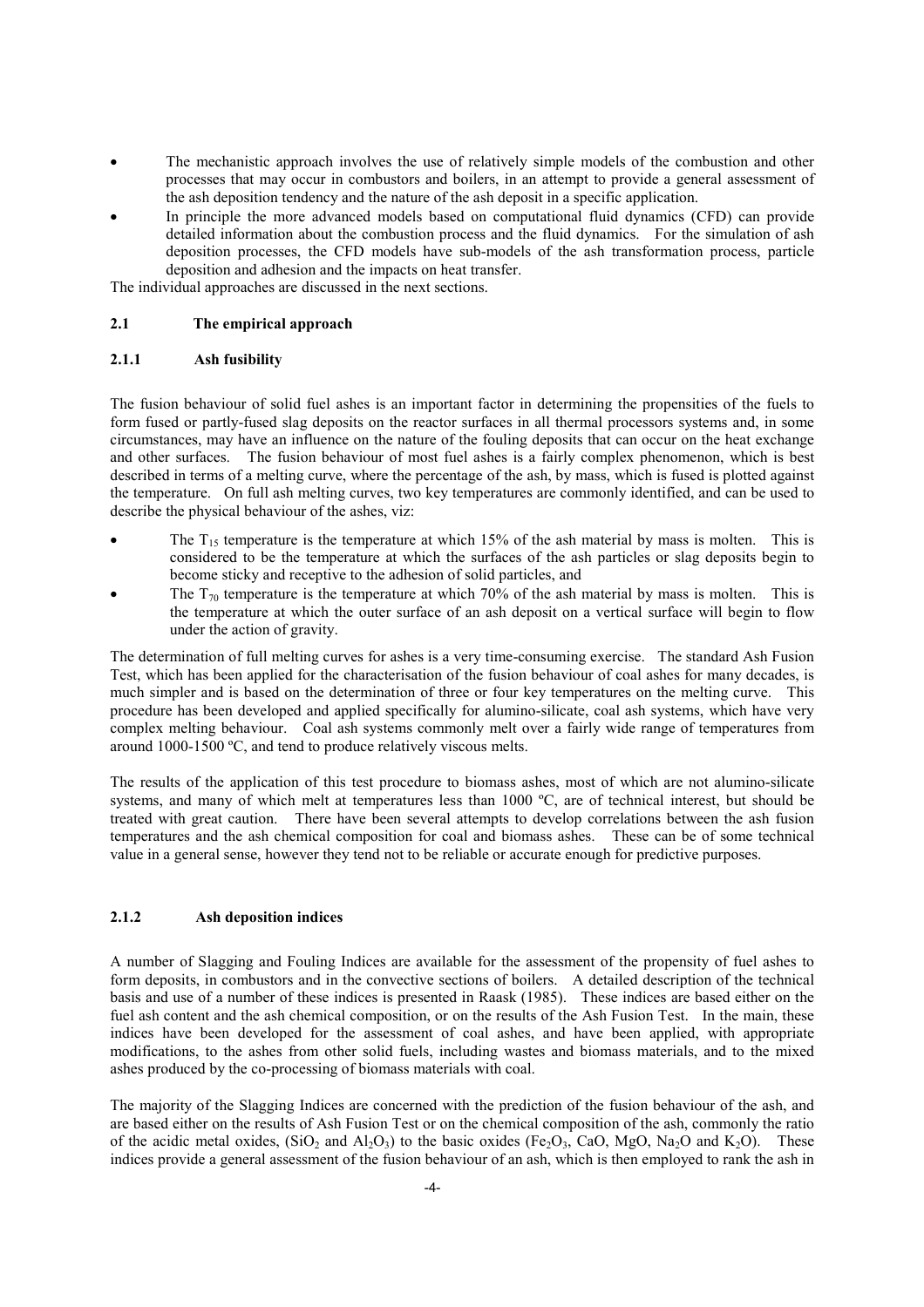- The mechanistic approach involves the use of relatively simple models of the combustion and other processes that may occur in combustors and boilers, in an attempt to provide a general assessment of the ash deposition tendency and the nature of the ash deposit in a specific application.
- In principle the more advanced models based on computational fluid dynamics (CFD) can provide detailed information about the combustion process and the fluid dynamics. For the simulation of ash deposition processes, the CFD models have sub-models of the ash transformation process, particle deposition and adhesion and the impacts on heat transfer.

The individual approaches are discussed in the next sections.

## 2.1 The empirical approach

### 2.1.1 Ash fusibility

The fusion behaviour of solid fuel ashes is an important factor in determining the propensities of the fuels to form fused or partly-fused slag deposits on the reactor surfaces in all thermal processors systems and, in some circumstances, may have an influence on the nature of the fouling deposits that can occur on the heat exchange and other surfaces. The fusion behaviour of most fuel ashes is a fairly complex phenomenon, which is best described in terms of a melting curve, where the percentage of the ash, by mass, which is fused is plotted against the temperature. On full ash melting curves, two key temperatures are commonly identified, and can be used to describe the physical behaviour of the ashes, viz:

- The $T_{15}$ temperature is the temperature at which 15% of the ash material by mass is molten. This is considered to be the temperature at which the surfaces of the ash particles or slag deposits begin to become sticky and receptive to the adhesion of solid particles, and
- The $T_{70}$ temperature is the temperature at which 70% of the ash material by mass is molten. This is the temperature at which the outer surface of an ash deposit on a vertical surface will begin to flow under the action of gravity.

The determination of full melting curves for ashes is a very time-consuming exercise. The standard Ash Fusion Test, which has been applied for the characterisation of the fusion behaviour of coal ashes for many decades, is much simpler and is based on the determination of three or four key temperatures on the melting curve. This procedure has been developed and applied specifically for alumino-silicate, coal ash systems, which have very complex melting behaviour. Coal ash systems commonly melt over a fairly wide range of temperatures from around 1000-1500 ºC, and tend to produce relatively viscous melts.

The results of the application of this test procedure to biomass ashes, most of which are not alumino-silicate systems, and many of which melt at temperatures less than 1000 ºC, are of technical interest, but should be treated with great caution. There have been several attempts to develop correlations between the ash fusion temperatures and the ash chemical composition for coal and biomass ashes. These can be of some technical value in a general sense, however they tend not to be reliable or accurate enough for predictive purposes.

### 2.1.2 Ash deposition indices

A number of Slagging and Fouling Indices are available for the assessment of the propensity of fuel ashes to form deposits, in combustors and in the convective sections of boilers. A detailed description of the technical basis and use of a number of these indices is presented in Raask (1985). These indices are based either on the fuel ash content and the ash chemical composition, or on the results of the Ash Fusion Test. In the main, these indices have been developed for the assessment of coal ashes, and have been applied, with appropriate modifications, to the ashes from other solid fuels, including wastes and biomass materials, and to the mixed ashes produced by the co-processing of biomass materials with coal.

The majority of the Slagging Indices are concerned with the prediction of the fusion behaviour of the ash, and are based either on the results of Ash Fusion Test or on the chemical composition of the ash, commonly the ratio of the acidic metal oxides, ($SiO_2$ and $Al_2O_3$) to the basic oxides ($Fe_2O_3$, $CaO$, $MgO$, $Na_2O$ and $K_2O$). These indices provide a general assessment of the fusion behaviour of an ash, which is then employed to rank the ash in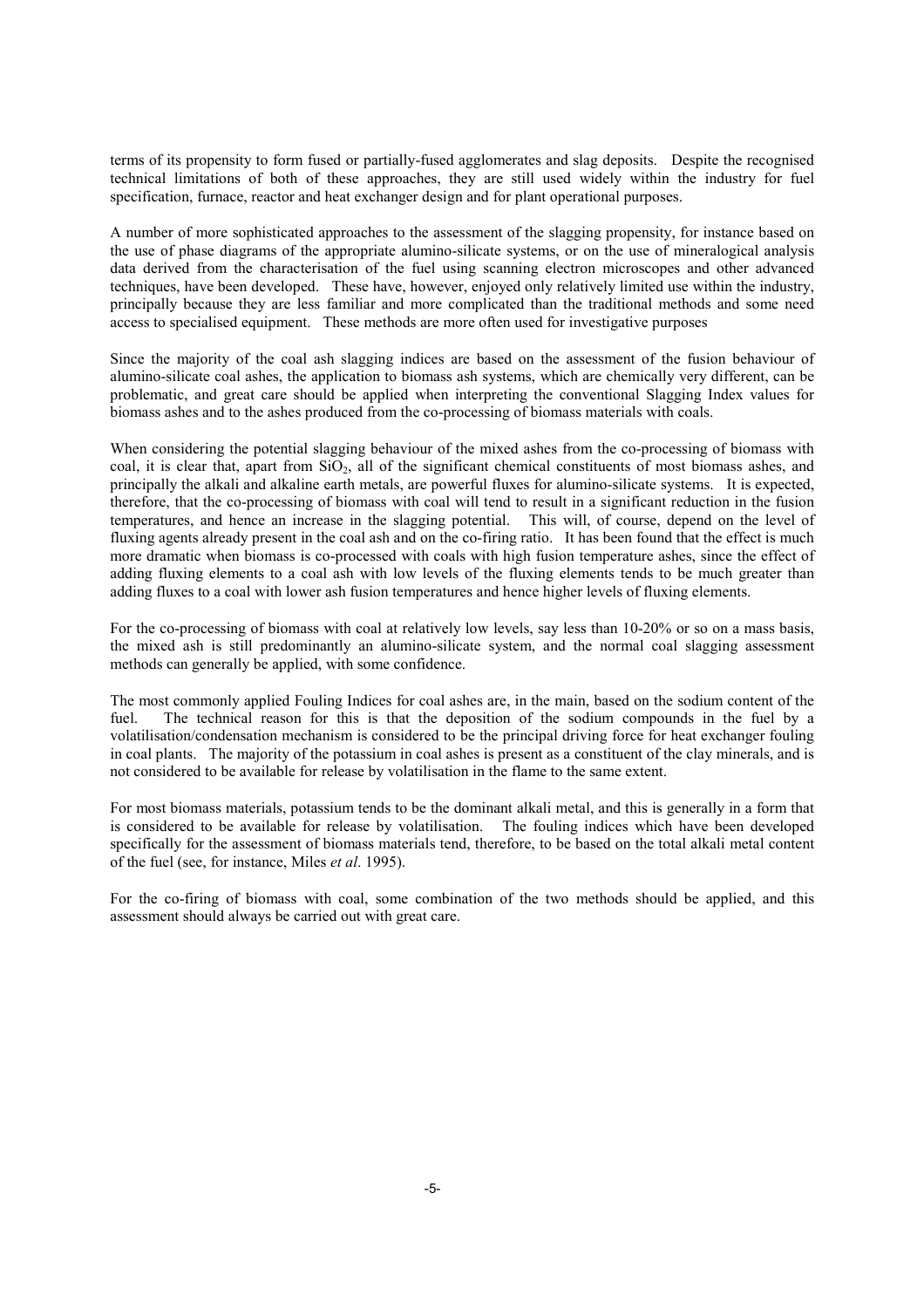terms of its propensity to form fused or partially-fused agglomerates and slag deposits. Despite the recognised technical limitations of both of these approaches, they are still used widely within the industry for fuel specification, furnace, reactor and heat exchanger design and for plant operational purposes.

A number of more sophisticated approaches to the assessment of the slagging propensity, for instance based on the use of phase diagrams of the appropriate alumino-silicate systems, or on the use of mineralogical analysis data derived from the characterisation of the fuel using scanning electron microscopes and other advanced techniques, have been developed. These have, however, enjoyed only relatively limited use within the industry, principally because they are less familiar and more complicated than the traditional methods and some need access to specialised equipment. These methods are more often used for investigative purposes

Since the majority of the coal ash slagging indices are based on the assessment of the fusion behaviour of alumino-silicate coal ashes, the application to biomass ash systems, which are chemically very different, can be problematic, and great care should be applied when interpreting the conventional Slagging Index values for biomass ashes and to the ashes produced from the co-processing of biomass materials with coals.

When considering the potential slagging behaviour of the mixed ashes from the co-processing of biomass with coal, it is clear that, apart from $SiO_2$, all of the significant chemical constituents of most biomass ashes, and principally the alkali and alkaline earth metals, are powerful fluxes for alumino-silicate systems. It is expected, therefore, that the co-processing of biomass with coal will tend to result in a significant reduction in the fusion temperatures, and hence an increase in the slagging potential. This will, of course, depend on the level of fluxing agents already present in the coal ash and on the co-firing ratio. It has been found that the effect is much more dramatic when biomass is co-processed with coals with high fusion temperature ashes, since the effect of adding fluxing elements to a coal ash with low levels of the fluxing elements tends to be much greater than adding fluxes to a coal with lower ash fusion temperatures and hence higher levels of fluxing elements.

For the co-processing of biomass with coal at relatively low levels, say less than 10-20% or so on a mass basis, the mixed ash is still predominantly an alumino-silicate system, and the normal coal slagging assessment methods can generally be applied, with some confidence.

The most commonly applied Fouling Indices for coal ashes are, in the main, based on the sodium content of the fuel. The technical reason for this is that the deposition of the sodium compounds in the fuel by a volatilisation/condensation mechanism is considered to be the principal driving force for heat exchanger fouling in coal plants. The majority of the potassium in coal ashes is present as a constituent of the clay minerals, and is not considered to be available for release by volatilisation in the flame to the same extent.

For most biomass materials, potassium tends to be the dominant alkali metal, and this is generally in a form that is considered to be available for release by volatilisation. The fouling indices which have been developed specifically for the assessment of biomass materials tend, therefore, to be based on the total alkali metal content of the fuel (see, for instance, Miles *et al*. 1995).

For the co-firing of biomass with coal, some combination of the two methods should be applied, and this assessment should always be carried out with great care.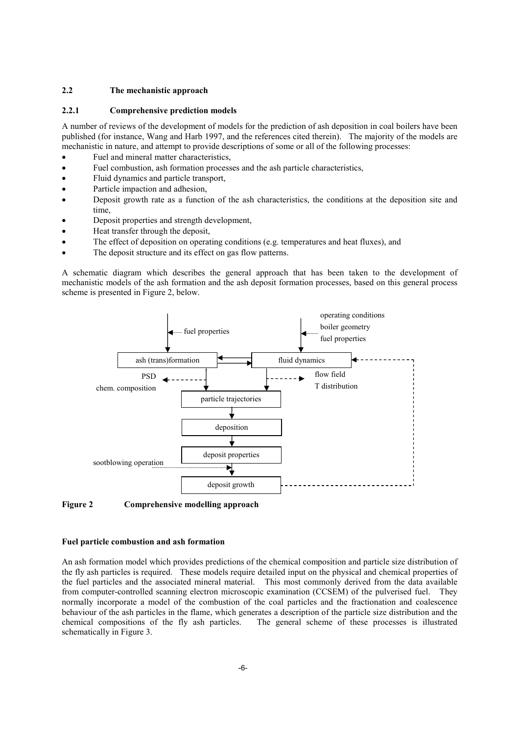### 2.2 The mechanistic approach

#### 2.2.1 Comprehensive prediction models

A number of reviews of the development of models for the prediction of ash deposition in coal boilers have been published (for instance, Wang and Harb 1997, and the references cited therein). The majority of the models are mechanistic in nature, and attempt to provide descriptions of some or all of the following processes:

- Fuel and mineral matter characteristics,
- Fuel combustion, ash formation processes and the ash particle characteristics,
- Fluid dynamics and particle transport,
- Particle impaction and adhesion,
- Deposit growth rate as a function of the ash characteristics, the conditions at the deposition site and time,
- Deposit properties and strength development,
- Heat transfer through the deposit,
- The effect of deposition on operating conditions (e.g. temperatures and heat fluxes), and
- The deposit structure and its effect on gas flow patterns.

A schematic diagram which describes the general approach that has been taken to the development of mechanistic models of the ash formation and the ash deposit formation processes, based on this general process scheme is presented in Figure 2, below.

fuel properties

operating conditions
boiler geometry
fuel properties

ash (trans)formation

fluid dynamics

PSD
chem. composition

flow field
T distribution

particle trajectories

deposition

deposit properties

sootblowing operation

deposit growth

**Figure 2 Comprehensive modelling approach**

**Fuel particle combustion and ash formation**

An ash formation model which provides predictions of the chemical composition and particle size distribution of the fly ash particles is required. These models require detailed input on the physical and chemical properties of the fuel particles and the associated mineral material. This most commonly derived from the data available from computer-controlled scanning electron microscopic examination (CCSEM) of the pulverised fuel. They normally incorporate a model of the combustion of the coal particles and the fractionation and coalescence behaviour of the ash particles in the flame, which generates a description of the particle size distribution and the chemical compositions of the fly ash particles. The general scheme of these processes is illustrated schematically in Figure 3.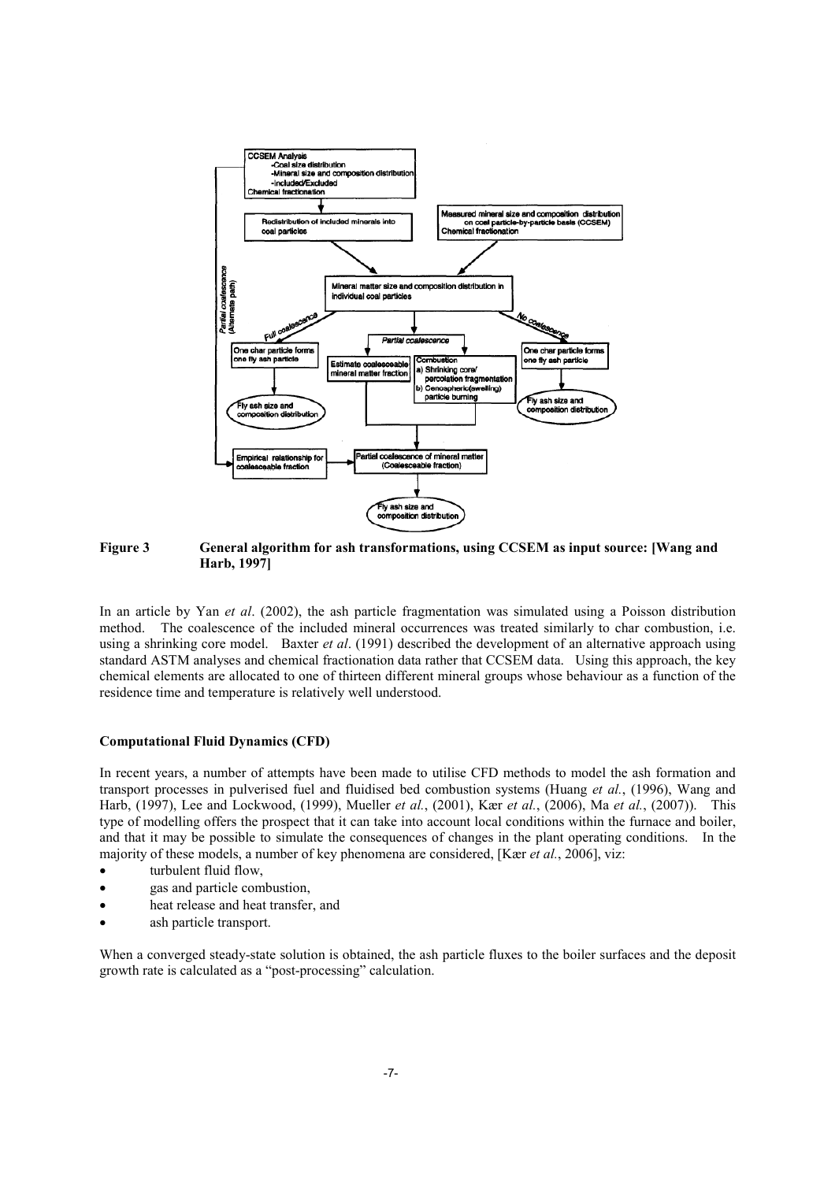**Figure 3 General algorithm for ash transformations, using CCSEM as input source: [Wang and Harb, 1997]**

In an article by Yan *et al*. (2002), the ash particle fragmentation was simulated using a Poisson distribution method. The coalescence of the included mineral occurrences was treated similarly to char combustion, i.e. using a shrinking core model. Baxter *et al*. (1991) described the development of an alternative approach using standard ASTM analyses and chemical fractionation data rather that CCSEM data. Using this approach, the key chemical elements are allocated to one of thirteen different mineral groups whose behaviour as a function of the residence time and temperature is relatively well understood.

**Computational Fluid Dynamics (CFD)**

In recent years, a number of attempts have been made to utilise CFD methods to model the ash formation and transport processes in pulverised fuel and fluidised bed combustion systems (Huang *et al.*, (1996), Wang and Harb, (1997), Lee and Lockwood, (1999), Mueller *et al.*, (2001), Kær *et al.*, (2006), Ma *et al.*, (2007)). This type of modelling offers the prospect that it can take into account local conditions within the furnace and boiler, and that it may be possible to simulate the consequences of changes in the plant operating conditions. In the majority of these models, a number of key phenomena are considered, [Kær *et al.*, 2006], viz:

- turbulent fluid flow,
- gas and particle combustion,
- heat release and heat transfer, and
- ash particle transport.

When a converged steady-state solution is obtained, the ash particle fluxes to the boiler surfaces and the deposit growth rate is calculated as a "post-processing" calculation.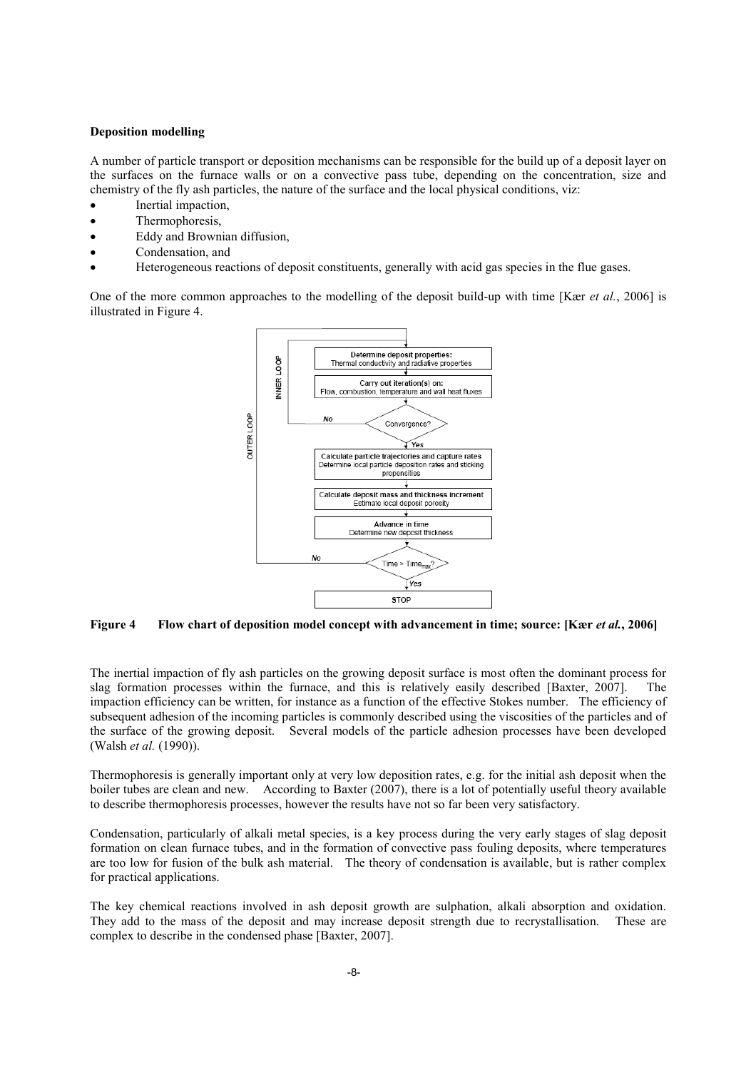**Deposition modelling**

A number of particle transport or deposition mechanisms can be responsible for the build up of a deposit layer on the surfaces on the furnace walls or on a convective pass tube, depending on the concentration, size and chemistry of the fly ash particles, the nature of the surface and the local physical conditions, viz:

- Inertial impaction,
- Thermophoresis,
- Eddy and Brownian diffusion,
- Condensation, and
- Heterogeneous reactions of deposit constituents, generally with acid gas species in the flue gases.

One of the more common approaches to the modelling of the deposit build-up with time [Kær *et al.*, 2006] is illustrated in Figure 4.

**Figure 4 Flow chart of deposition model concept with advancement in time; source: [Kær *et al.*, 2006]**

The inertial impaction of fly ash particles on the growing deposit surface is most often the dominant process for slag formation processes within the furnace, and this is relatively easily described [Baxter, 2007]. The impaction efficiency can be written, for instance as a function of the effective Stokes number. The efficiency of subsequent adhesion of the incoming particles is commonly described using the viscosities of the particles and of the surface of the growing deposit. Several models of the particle adhesion processes have been developed (Walsh *et al.* (1990)).

Thermophoresis is generally important only at very low deposition rates, e.g. for the initial ash deposit when the boiler tubes are clean and new. According to Baxter (2007), there is a lot of potentially useful theory available to describe thermophoresis processes, however the results have not so far been very satisfactory.

Condensation, particularly of alkali metal species, is a key process during the very early stages of slag deposit formation on clean furnace tubes, and in the formation of convective pass fouling deposits, where temperatures are too low for fusion of the bulk ash material. The theory of condensation is available, but is rather complex for practical applications.

The key chemical reactions involved in ash deposit growth are sulphation, alkali absorption and oxidation. They add to the mass of the deposit and may increase deposit strength due to recrystallisation. These are complex to describe in the condensed phase [Baxter, 2007].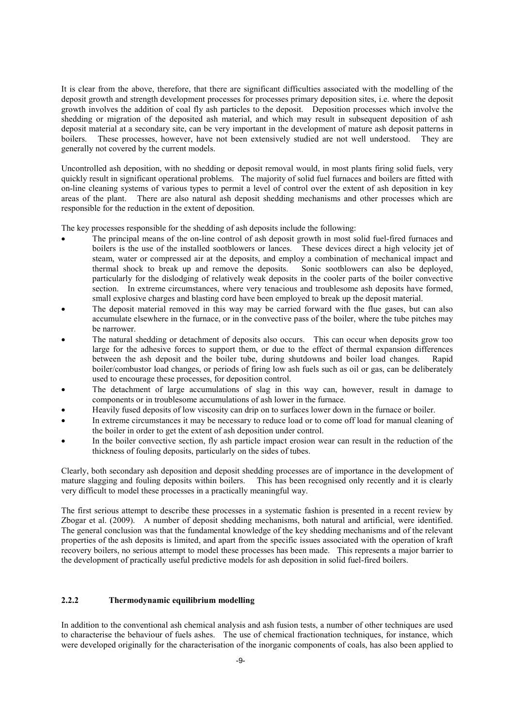It is clear from the above, therefore, that there are significant difficulties associated with the modelling of the deposit growth and strength development processes for processes primary deposition sites, i.e. where the deposit growth involves the addition of coal fly ash particles to the deposit. Deposition processes which involve the shedding or migration of the deposited ash material, and which may result in subsequent deposition of ash deposit material at a secondary site, can be very important in the development of mature ash deposit patterns in boilers. These processes, however, have not been extensively studied are not well understood. They are generally not covered by the current models.

Uncontrolled ash deposition, with no shedding or deposit removal would, in most plants firing solid fuels, very quickly result in significant operational problems. The majority of solid fuel furnaces and boilers are fitted with on-line cleaning systems of various types to permit a level of control over the extent of ash deposition in key areas of the plant. There are also natural ash deposit shedding mechanisms and other processes which are responsible for the reduction in the extent of deposition.

The key processes responsible for the shedding of ash deposits include the following:

- The principal means of the on-line control of ash deposit growth in most solid fuel-fired furnaces and boilers is the use of the installed sootblowers or lances. These devices direct a high velocity jet of steam, water or compressed air at the deposits, and employ a combination of mechanical impact and thermal shock to break up and remove the deposits. Sonic sootblowers can also be deployed, particularly for the dislodging of relatively weak deposits in the cooler parts of the boiler convective section. In extreme circumstances, where very tenacious and troublesome ash deposits have formed, small explosive charges and blasting cord have been employed to break up the deposit material.
- The deposit material removed in this way may be carried forward with the flue gases, but can also accumulate elsewhere in the furnace, or in the convective pass of the boiler, where the tube pitches may be narrower.
- The natural shedding or detachment of deposits also occurs. This can occur when deposits grow too large for the adhesive forces to support them, or due to the effect of thermal expansion differences between the ash deposit and the boiler tube, during shutdowns and boiler load changes. Rapid boiler/combustor load changes, or periods of firing low ash fuels such as oil or gas, can be deliberately used to encourage these processes, for deposition control.
- The detachment of large accumulations of slag in this way can, however, result in damage to components or in troublesome accumulations of ash lower in the furnace.
- Heavily fused deposits of low viscosity can drip on to surfaces lower down in the furnace or boiler.
- In extreme circumstances it may be necessary to reduce load or to come off load for manual cleaning of the boiler in order to get the extent of ash deposition under control.
- In the boiler convective section, fly ash particle impact erosion wear can result in the reduction of the thickness of fouling deposits, particularly on the sides of tubes.

Clearly, both secondary ash deposition and deposit shedding processes are of importance in the development of mature slagging and fouling deposits within boilers. This has been recognised only recently and it is clearly very difficult to model these processes in a practically meaningful way.

The first serious attempt to describe these processes in a systematic fashion is presented in a recent review by Zbogar et al. (2009). A number of deposit shedding mechanisms, both natural and artificial, were identified. The general conclusion was that the fundamental knowledge of the key shedding mechanisms and of the relevant properties of the ash deposits is limited, and apart from the specific issues associated with the operation of kraft recovery boilers, no serious attempt to model these processes has been made. This represents a major barrier to the development of practically useful predictive models for ash deposition in solid fuel-fired boilers.

### 2.2.2 Thermodynamic equilibrium modelling

In addition to the conventional ash chemical analysis and ash fusion tests, a number of other techniques are used to characterise the behaviour of fuels ashes. The use of chemical fractionation techniques, for instance, which were developed originally for the characterisation of the inorganic components of coals, has also been applied to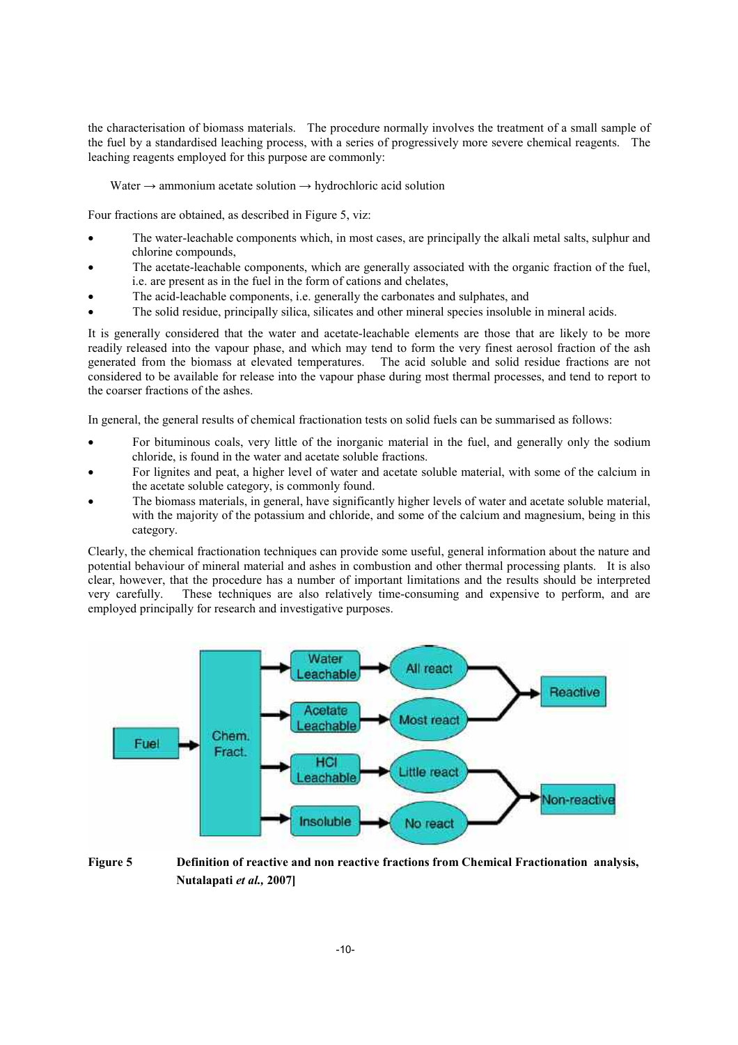the characterisation of biomass materials. The procedure normally involves the treatment of a small sample of the fuel by a standardised leaching process, with a series of progressively more severe chemical reagents. The leaching reagents employed for this purpose are commonly:

Water → ammonium acetate solution → hydrochloric acid solution

Four fractions are obtained, as described in Figure 5, viz:

- The water-leachable components which, in most cases, are principally the alkali metal salts, sulphur and chlorine compounds,
- The acetate-leachable components, which are generally associated with the organic fraction of the fuel, i.e. are present as in the fuel in the form of cations and chelates,
- The acid-leachable components, i.e. generally the carbonates and sulphates, and
- The solid residue, principally silica, silicates and other mineral species insoluble in mineral acids.

It is generally considered that the water and acetate-leachable elements are those that are likely to be more readily released into the vapour phase, and which may tend to form the very finest aerosol fraction of the ash generated from the biomass at elevated temperatures. The acid soluble and solid residue fractions are not considered to be available for release into the vapour phase during most thermal processes, and tend to report to the coarser fractions of the ashes.

In general, the general results of chemical fractionation tests on solid fuels can be summarised as follows:

- For bituminous coals, very little of the inorganic material in the fuel, and generally only the sodium chloride, is found in the water and acetate soluble fractions.
- For lignites and peat, a higher level of water and acetate soluble material, with some of the calcium in the acetate soluble category, is commonly found.
- The biomass materials, in general, have significantly higher levels of water and acetate soluble material, with the majority of the potassium and chloride, and some of the calcium and magnesium, being in this category.

Clearly, the chemical fractionation techniques can provide some useful, general information about the nature and potential behaviour of mineral material and ashes in combustion and other thermal processing plants. It is also clear, however, that the procedure has a number of important limitations and the results should be interpreted very carefully. These techniques are also relatively time-consuming and expensive to perform, and are employed principally for research and investigative purposes.

Fuel → Chem. Fract. → Water Leachable → All react → Reactive; Acetate Leachable → Most react → Reactive; HCl Leachable → Little react → Non-reactive; Insoluble → No react → Non-reactive

**Figure 5** **Definition of reactive and non reactive fractions from Chemical Fractionation analysis, Nutalapati *et al.,* 2007]**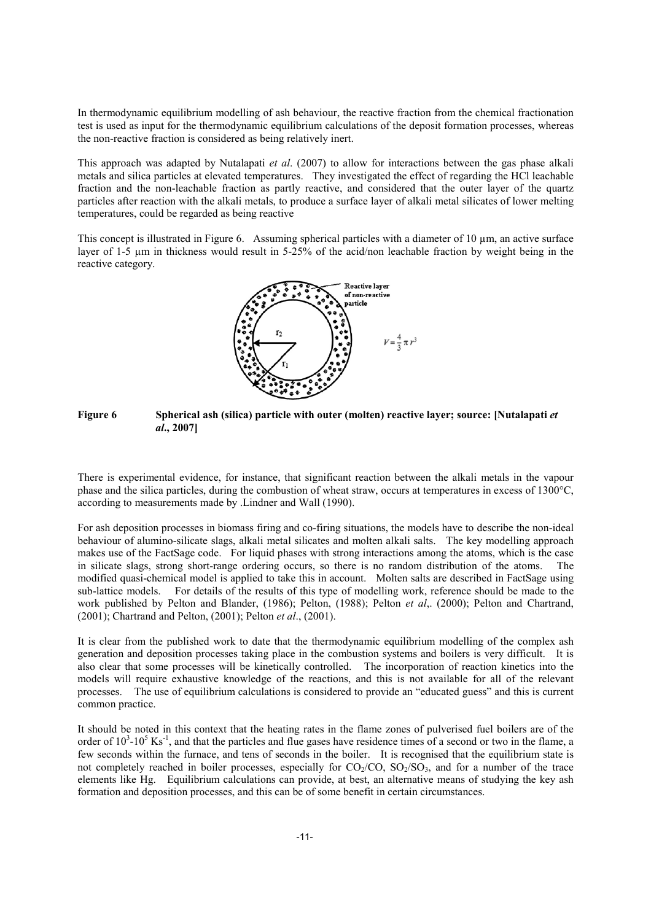In thermodynamic equilibrium modelling of ash behaviour, the reactive fraction from the chemical fractionation test is used as input for the thermodynamic equilibrium calculations of the deposit formation processes, whereas the non-reactive fraction is considered as being relatively inert.

This approach was adapted by Nutalapati *et al*. (2007) to allow for interactions between the gas phase alkali metals and silica particles at elevated temperatures. They investigated the effect of regarding the HCl leachable fraction and the non-leachable fraction as partly reactive, and considered that the outer layer of the quartz particles after reaction with the alkali metals, to produce a surface layer of alkali metal silicates of lower melting temperatures, could be regarded as being reactive

This concept is illustrated in Figure 6. Assuming spherical particles with a diameter of 10 µm, an active surface layer of 1-5 µm in thickness would result in 5-25% of the acid/non leachable fraction by weight being in the reactive category.

$$V = \frac{4}{3}\pi r^3$$

**Figure 6 Spherical ash (silica) particle with outer (molten) reactive layer; source: [Nutalapati *et al*., 2007]**

There is experimental evidence, for instance, that significant reaction between the alkali metals in the vapour phase and the silica particles, during the combustion of wheat straw, occurs at temperatures in excess of 1300°C, according to measurements made by .Lindner and Wall (1990).

For ash deposition processes in biomass firing and co-firing situations, the models have to describe the non-ideal behaviour of alumino-silicate slags, alkali metal silicates and molten alkali salts. The key modelling approach makes use of the FactSage code. For liquid phases with strong interactions among the atoms, which is the case in silicate slags, strong short-range ordering occurs, so there is no random distribution of the atoms. The modified quasi-chemical model is applied to take this in account. Molten salts are described in FactSage using sub-lattice models. For details of the results of this type of modelling work, reference should be made to the work published by Pelton and Blander, (1986); Pelton, (1988); Pelton *et al*,. (2000); Pelton and Chartrand, (2001); Chartrand and Pelton, (2001); Pelton *et al*., (2001).

It is clear from the published work to date that the thermodynamic equilibrium modelling of the complex ash generation and deposition processes taking place in the combustion systems and boilers is very difficult. It is also clear that some processes will be kinetically controlled. The incorporation of reaction kinetics into the models will require exhaustive knowledge of the reactions, and this is not available for all of the relevant processes. The use of equilibrium calculations is considered to provide an "educated guess" and this is current common practice.

It should be noted in this context that the heating rates in the flame zones of pulverised fuel boilers are of the order of $10^3$-$10^5$ $Ks^{-1}$, and that the particles and flue gases have residence times of a second or two in the flame, a few seconds within the furnace, and tens of seconds in the boiler. It is recognised that the equilibrium state is not completely reached in boiler processes, especially for $CO_2$/CO, $SO_2$/$SO_3$, and for a number of the trace elements like Hg. Equilibrium calculations can provide, at best, an alternative means of studying the key ash formation and deposition processes, and this can be of some benefit in certain circumstances.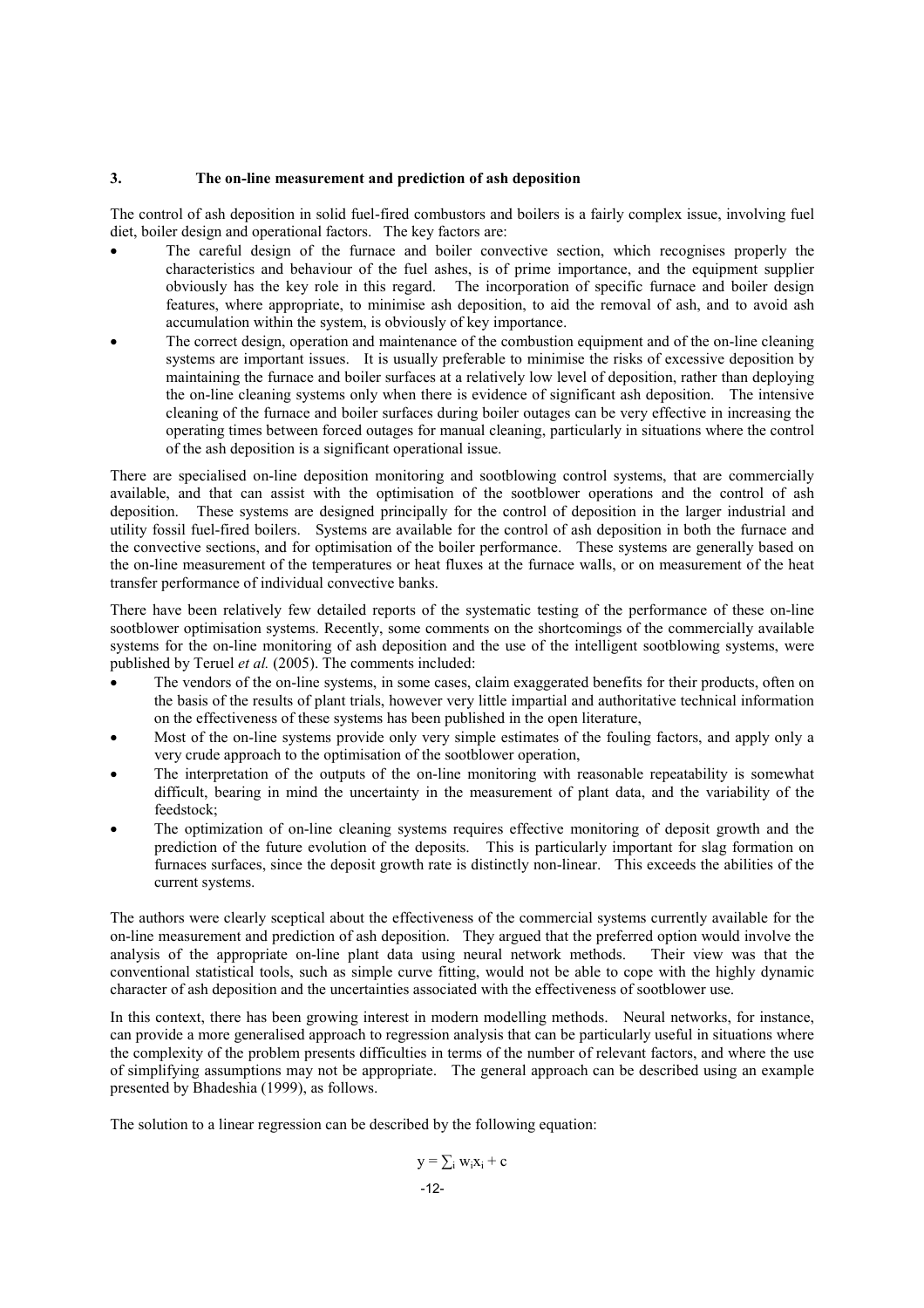## 3. The on-line measurement and prediction of ash deposition

The control of ash deposition in solid fuel-fired combustors and boilers is a fairly complex issue, involving fuel diet, boiler design and operational factors. The key factors are:

- The careful design of the furnace and boiler convective section, which recognises properly the characteristics and behaviour of the fuel ashes, is of prime importance, and the equipment supplier obviously has the key role in this regard. The incorporation of specific furnace and boiler design features, where appropriate, to minimise ash deposition, to aid the removal of ash, and to avoid ash accumulation within the system, is obviously of key importance.
- The correct design, operation and maintenance of the combustion equipment and of the on-line cleaning systems are important issues. It is usually preferable to minimise the risks of excessive deposition by maintaining the furnace and boiler surfaces at a relatively low level of deposition, rather than deploying the on-line cleaning systems only when there is evidence of significant ash deposition. The intensive cleaning of the furnace and boiler surfaces during boiler outages can be very effective in increasing the operating times between forced outages for manual cleaning, particularly in situations where the control of the ash deposition is a significant operational issue.

There are specialised on-line deposition monitoring and sootblowing control systems, that are commercially available, and that can assist with the optimisation of the sootblower operations and the control of ash deposition. These systems are designed principally for the control of deposition in the larger industrial and utility fossil fuel-fired boilers. Systems are available for the control of ash deposition in both the furnace and the convective sections, and for optimisation of the boiler performance. These systems are generally based on the on-line measurement of the temperatures or heat fluxes at the furnace walls, or on measurement of the heat transfer performance of individual convective banks.

There have been relatively few detailed reports of the systematic testing of the performance of these on-line sootblower optimisation systems. Recently, some comments on the shortcomings of the commercially available systems for the on-line monitoring of ash deposition and the use of the intelligent sootblowing systems, were published by Teruel *et al.* (2005). The comments included:

- The vendors of the on-line systems, in some cases, claim exaggerated benefits for their products, often on the basis of the results of plant trials, however very little impartial and authoritative technical information on the effectiveness of these systems has been published in the open literature,
- Most of the on-line systems provide only very simple estimates of the fouling factors, and apply only a very crude approach to the optimisation of the sootblower operation,
- The interpretation of the outputs of the on-line monitoring with reasonable repeatability is somewhat difficult, bearing in mind the uncertainty in the measurement of plant data, and the variability of the feedstock;
- The optimization of on-line cleaning systems requires effective monitoring of deposit growth and the prediction of the future evolution of the deposits. This is particularly important for slag formation on furnaces surfaces, since the deposit growth rate is distinctly non-linear. This exceeds the abilities of the current systems.

The authors were clearly sceptical about the effectiveness of the commercial systems currently available for the on-line measurement and prediction of ash deposition. They argued that the preferred option would involve the analysis of the appropriate on-line plant data using neural network methods. Their view was that the conventional statistical tools, such as simple curve fitting, would not be able to cope with the highly dynamic character of ash deposition and the uncertainties associated with the effectiveness of sootblower use.

In this context, there has been growing interest in modern modelling methods. Neural networks, for instance, can provide a more generalised approach to regression analysis that can be particularly useful in situations where the complexity of the problem presents difficulties in terms of the number of relevant factors, and where the use of simplifying assumptions may not be appropriate. The general approach can be described using an example presented by Bhadeshia (1999), as follows.

The solution to a linear regression can be described by the following equation:

$$y = \sum_i w_i x_i + c$$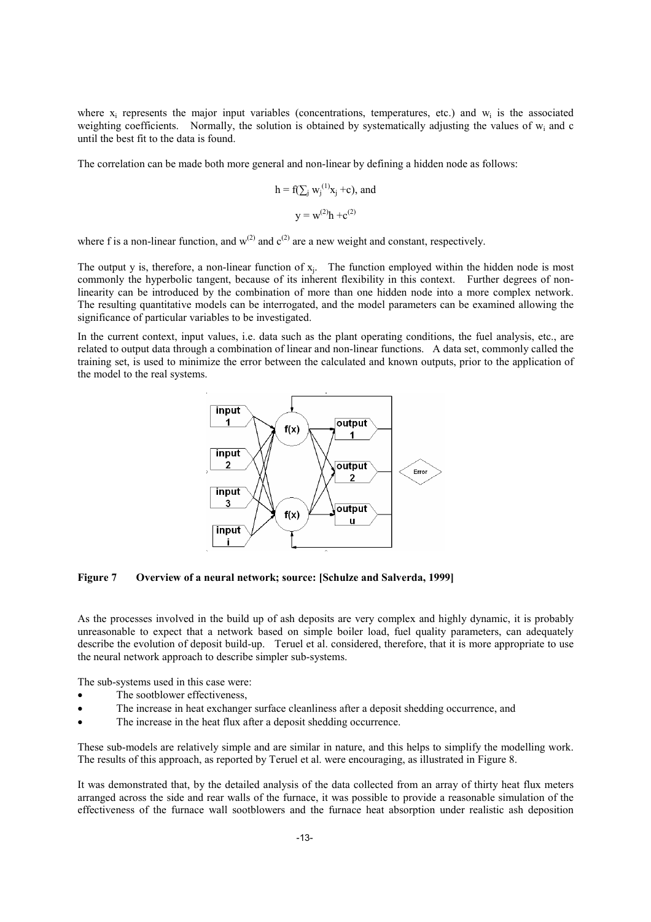where $x_i$ represents the major input variables (concentrations, temperatures, etc.) and $w_i$ is the associated weighting coefficients. Normally, the solution is obtained by systematically adjusting the values of $w_i$ and c until the best fit to the data is found.

The correlation can be made both more general and non-linear by defining a hidden node as follows:

$$h = f(\sum_j w_j^{(1)} x_j + c), \text{ and}$$

$$y = w^{(2)} h + c^{(2)}$$

where f is a non-linear function, and $w^{(2)}$ and $c^{(2)}$ are a new weight and constant, respectively.

The output y is, therefore, a non-linear function of $x_j$. The function employed within the hidden node is most commonly the hyperbolic tangent, because of its inherent flexibility in this context. Further degrees of non-linearity can be introduced by the combination of more than one hidden node into a more complex network. The resulting quantitative models can be interrogated, and the model parameters can be examined allowing the significance of particular variables to be investigated.

In the current context, input values, i.e. data such as the plant operating conditions, the fuel analysis, etc., are related to output data through a combination of linear and non-linear functions. A data set, commonly called the training set, is used to minimize the error between the calculated and known outputs, prior to the application of the model to the real systems.

**Figure 7 Overview of a neural network; source: [Schulze and Salverda, 1999]**

As the processes involved in the build up of ash deposits are very complex and highly dynamic, it is probably unreasonable to expect that a network based on simple boiler load, fuel quality parameters, can adequately describe the evolution of deposit build-up. Teruel et al. considered, therefore, that it is more appropriate to use the neural network approach to describe simpler sub-systems.

The sub-systems used in this case were:

- The sootblower effectiveness,
- The increase in heat exchanger surface cleanliness after a deposit shedding occurrence, and
- The increase in the heat flux after a deposit shedding occurrence.

These sub-models are relatively simple and are similar in nature, and this helps to simplify the modelling work. The results of this approach, as reported by Teruel et al. were encouraging, as illustrated in Figure 8.

It was demonstrated that, by the detailed analysis of the data collected from an array of thirty heat flux meters arranged across the side and rear walls of the furnace, it was possible to provide a reasonable simulation of the effectiveness of the furnace wall sootblowers and the furnace heat absorption under realistic ash deposition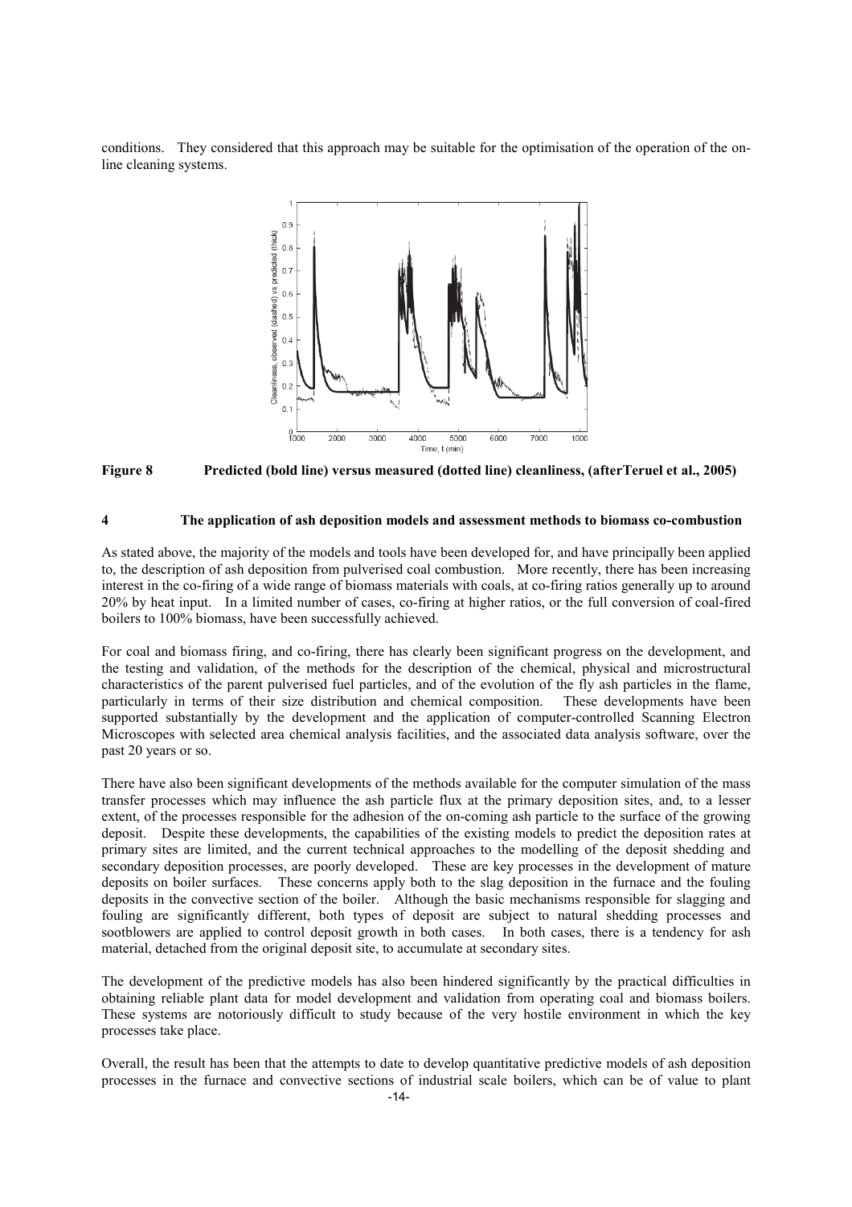conditions. They considered that this approach may be suitable for the optimisation of the operation of the on-line cleaning systems.

**Figure 8 Predicted (bold line) versus measured (dotted line) cleanliness, (afterTeruel et al., 2005)**

## 4 The application of ash deposition models and assessment methods to biomass co-combustion

As stated above, the majority of the models and tools have been developed for, and have principally been applied to, the description of ash deposition from pulverised coal combustion. More recently, there has been increasing interest in the co-firing of a wide range of biomass materials with coals, at co-firing ratios generally up to around 20% by heat input. In a limited number of cases, co-firing at higher ratios, or the full conversion of coal-fired boilers to 100% biomass, have been successfully achieved.

For coal and biomass firing, and co-firing, there has clearly been significant progress on the development, and the testing and validation, of the methods for the description of the chemical, physical and microstructural characteristics of the parent pulverised fuel particles, and of the evolution of the fly ash particles in the flame, particularly in terms of their size distribution and chemical composition. These developments have been supported substantially by the development and the application of computer-controlled Scanning Electron Microscopes with selected area chemical analysis facilities, and the associated data analysis software, over the past 20 years or so.

There have also been significant developments of the methods available for the computer simulation of the mass transfer processes which may influence the ash particle flux at the primary deposition sites, and, to a lesser extent, of the processes responsible for the adhesion of the on-coming ash particle to the surface of the growing deposit. Despite these developments, the capabilities of the existing models to predict the deposition rates at primary sites are limited, and the current technical approaches to the modelling of the deposit shedding and secondary deposition processes, are poorly developed. These are key processes in the development of mature deposits on boiler surfaces. These concerns apply both to the slag deposition in the furnace and the fouling deposits in the convective section of the boiler. Although the basic mechanisms responsible for slagging and fouling are significantly different, both types of deposit are subject to natural shedding processes and sootblowers are applied to control deposit growth in both cases. In both cases, there is a tendency for ash material, detached from the original deposit site, to accumulate at secondary sites.

The development of the predictive models has also been hindered significantly by the practical difficulties in obtaining reliable plant data for model development and validation from operating coal and biomass boilers. These systems are notoriously difficult to study because of the very hostile environment in which the key processes take place.

Overall, the result has been that the attempts to date to develop quantitative predictive models of ash deposition processes in the furnace and convective sections of industrial scale boilers, which can be of value to plant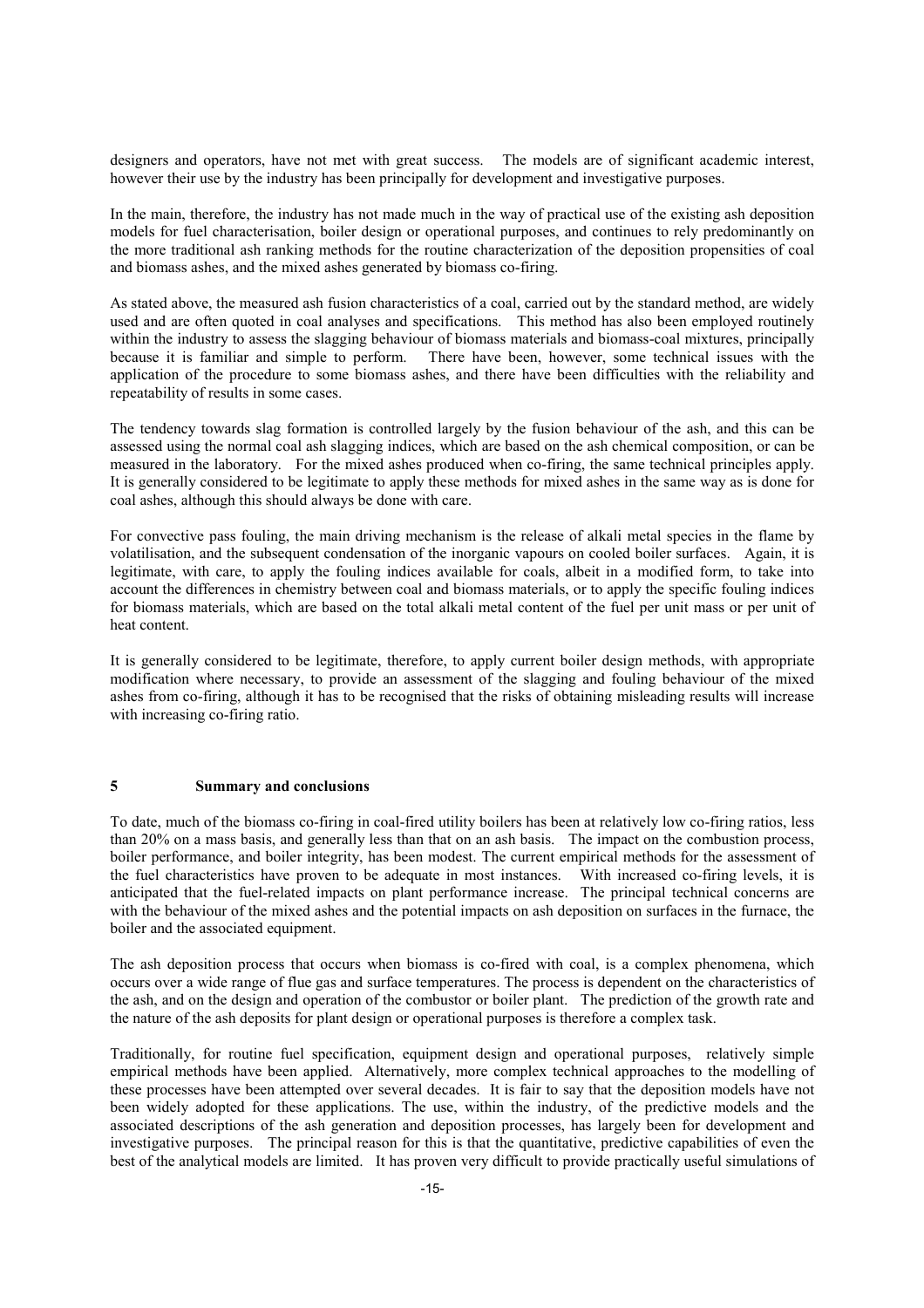designers and operators, have not met with great success. The models are of significant academic interest, however their use by the industry has been principally for development and investigative purposes.

In the main, therefore, the industry has not made much in the way of practical use of the existing ash deposition models for fuel characterisation, boiler design or operational purposes, and continues to rely predominantly on the more traditional ash ranking methods for the routine characterization of the deposition propensities of coal and biomass ashes, and the mixed ashes generated by biomass co-firing.

As stated above, the measured ash fusion characteristics of a coal, carried out by the standard method, are widely used and are often quoted in coal analyses and specifications. This method has also been employed routinely within the industry to assess the slagging behaviour of biomass materials and biomass-coal mixtures, principally because it is familiar and simple to perform. There have been, however, some technical issues with the application of the procedure to some biomass ashes, and there have been difficulties with the reliability and repeatability of results in some cases.

The tendency towards slag formation is controlled largely by the fusion behaviour of the ash, and this can be assessed using the normal coal ash slagging indices, which are based on the ash chemical composition, or can be measured in the laboratory. For the mixed ashes produced when co-firing, the same technical principles apply. It is generally considered to be legitimate to apply these methods for mixed ashes in the same way as is done for coal ashes, although this should always be done with care.

For convective pass fouling, the main driving mechanism is the release of alkali metal species in the flame by volatilisation, and the subsequent condensation of the inorganic vapours on cooled boiler surfaces. Again, it is legitimate, with care, to apply the fouling indices available for coals, albeit in a modified form, to take into account the differences in chemistry between coal and biomass materials, or to apply the specific fouling indices for biomass materials, which are based on the total alkali metal content of the fuel per unit mass or per unit of heat content.

It is generally considered to be legitimate, therefore, to apply current boiler design methods, with appropriate modification where necessary, to provide an assessment of the slagging and fouling behaviour of the mixed ashes from co-firing, although it has to be recognised that the risks of obtaining misleading results will increase with increasing co-firing ratio.

## 5 Summary and conclusions

To date, much of the biomass co-firing in coal-fired utility boilers has been at relatively low co-firing ratios, less than 20% on a mass basis, and generally less than that on an ash basis. The impact on the combustion process, boiler performance, and boiler integrity, has been modest. The current empirical methods for the assessment of the fuel characteristics have proven to be adequate in most instances. With increased co-firing levels, it is anticipated that the fuel-related impacts on plant performance increase. The principal technical concerns are with the behaviour of the mixed ashes and the potential impacts on ash deposition on surfaces in the furnace, the boiler and the associated equipment.

The ash deposition process that occurs when biomass is co-fired with coal, is a complex phenomena, which occurs over a wide range of flue gas and surface temperatures. The process is dependent on the characteristics of the ash, and on the design and operation of the combustor or boiler plant. The prediction of the growth rate and the nature of the ash deposits for plant design or operational purposes is therefore a complex task.

Traditionally, for routine fuel specification, equipment design and operational purposes, relatively simple empirical methods have been applied. Alternatively, more complex technical approaches to the modelling of these processes have been attempted over several decades. It is fair to say that the deposition models have not been widely adopted for these applications. The use, within the industry, of the predictive models and the associated descriptions of the ash generation and deposition processes, has largely been for development and investigative purposes. The principal reason for this is that the quantitative, predictive capabilities of even the best of the analytical models are limited. It has proven very difficult to provide practically useful simulations of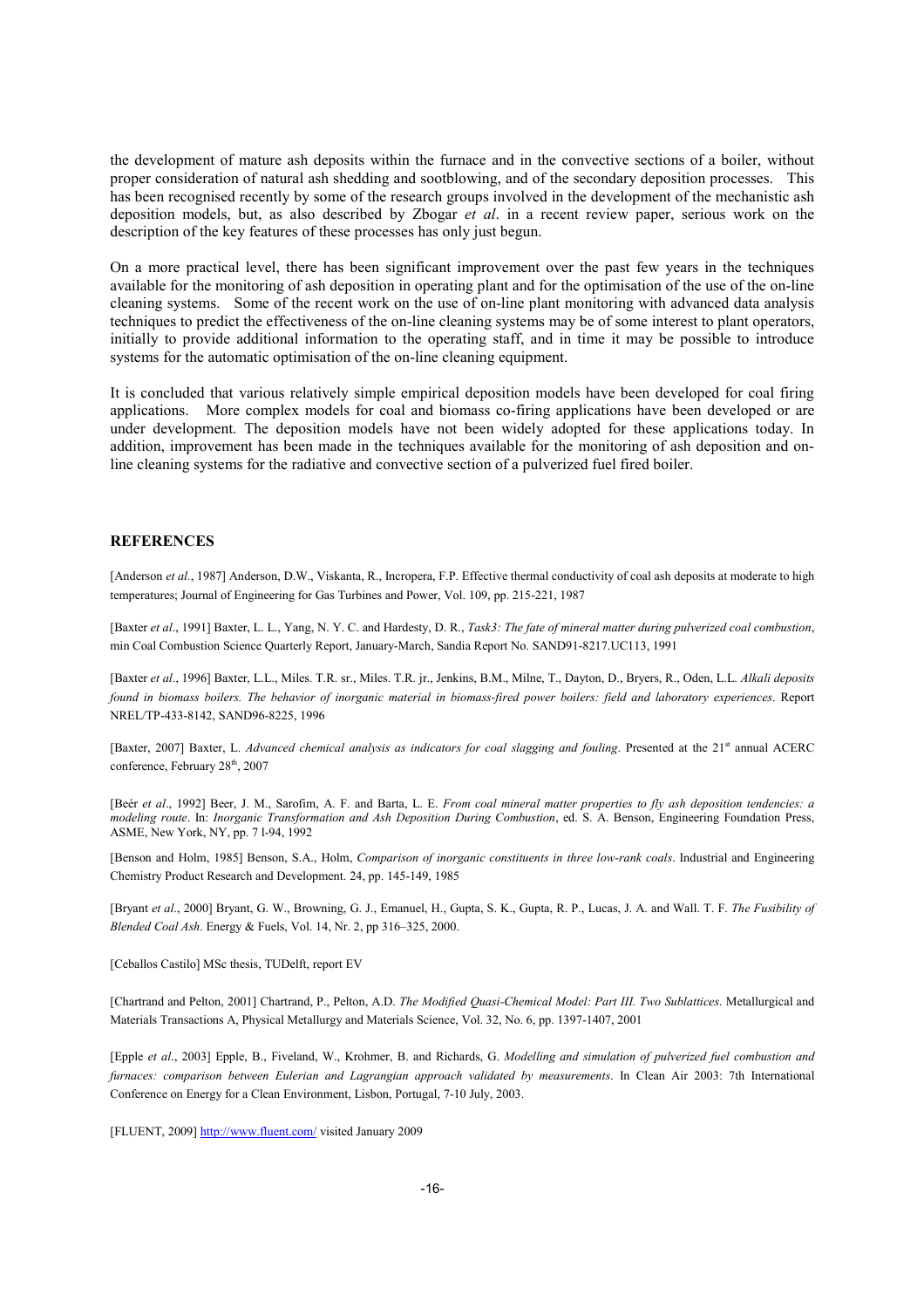the development of mature ash deposits within the furnace and in the convective sections of a boiler, without proper consideration of natural ash shedding and sootblowing, and of the secondary deposition processes. This has been recognised recently by some of the research groups involved in the development of the mechanistic ash deposition models, but, as also described by Zbogar *et al*. in a recent review paper, serious work on the description of the key features of these processes has only just begun.

On a more practical level, there has been significant improvement over the past few years in the techniques available for the monitoring of ash deposition in operating plant and for the optimisation of the use of the on-line cleaning systems. Some of the recent work on the use of on-line plant monitoring with advanced data analysis techniques to predict the effectiveness of the on-line cleaning systems may be of some interest to plant operators, initially to provide additional information to the operating staff, and in time it may be possible to introduce systems for the automatic optimisation of the on-line cleaning equipment.

It is concluded that various relatively simple empirical deposition models have been developed for coal firing applications. More complex models for coal and biomass co-firing applications have been developed or are under development. The deposition models have not been widely adopted for these applications today. In addition, improvement has been made in the techniques available for the monitoring of ash deposition and on-line cleaning systems for the radiative and convective section of a pulverized fuel fired boiler.

## REFERENCES

[Anderson *et al.*, 1987] Anderson, D.W., Viskanta, R., Incropera, F.P. Effective thermal conductivity of coal ash deposits at moderate to high temperatures; Journal of Engineering for Gas Turbines and Power, Vol. 109, pp. 215-221, 1987

[Baxter *et al*., 1991] Baxter, L. L., Yang, N. Y. C. and Hardesty, D. R., *Task3: The fate of mineral matter during pulverized coal combustion*, min Coal Combustion Science Quarterly Report, January-March, Sandia Report No. SAND91-8217.UC113, 1991

[Baxter *et al*., 1996] Baxter, L.L., Miles. T.R. sr., Miles. T.R. jr., Jenkins, B.M., Milne, T., Dayton, D., Bryers, R., Oden, L.L. *Alkali deposits found in biomass boilers. The behavior of inorganic material in biomass-fired power boilers: field and laboratory experiences*. Report NREL/TP-433-8142, SAND96-8225, 1996

[Baxter, 2007] Baxter, L. *Advanced chemical analysis as indicators for coal slagging and fouling*. Presented at the 21st annual ACERC conference, February 28th, 2007

[Beér *et al*., 1992] Beer, J. M., Sarofim, A. F. and Barta, L. E. *From coal mineral matter properties to fly ash deposition tendencies: a modeling route*. In: *Inorganic Transformation and Ash Deposition During Combustion*, ed. S. A. Benson, Engineering Foundation Press, ASME, New York, NY, pp. 7 l-94, 1992

[Benson and Holm, 1985] Benson, S.A., Holm, *Comparison of inorganic constituents in three low-rank coals*. Industrial and Engineering Chemistry Product Research and Development. 24, pp. 145-149, 1985

[Bryant *et al*., 2000] Bryant, G. W., Browning, G. J., Emanuel, H., Gupta, S. K., Gupta, R. P., Lucas, J. A. and Wall. T. F. *The Fusibility of Blended Coal Ash*. Energy & Fuels, Vol. 14, Nr. 2, pp 316–325, 2000.

[Ceballos Castilo] MSc thesis, TUDelft, report EV

[Chartrand and Pelton, 2001] Chartrand, P., Pelton, A.D. *The Modified Quasi-Chemical Model: Part III. Two Sublattices*. Metallurgical and Materials Transactions A, Physical Metallurgy and Materials Science, Vol. 32, No. 6, pp. 1397-1407, 2001

[Epple *et al*., 2003] Epple, B., Fiveland, W., Krohmer, B. and Richards, G. *Modelling and simulation of pulverized fuel combustion and furnaces: comparison between Eulerian and Lagrangian approach validated by measurements*. In Clean Air 2003: 7th International Conference on Energy for a Clean Environment, Lisbon, Portugal, 7-10 July, 2003.

[FLUENT, 2009] http://www.fluent.com/ visited January 2009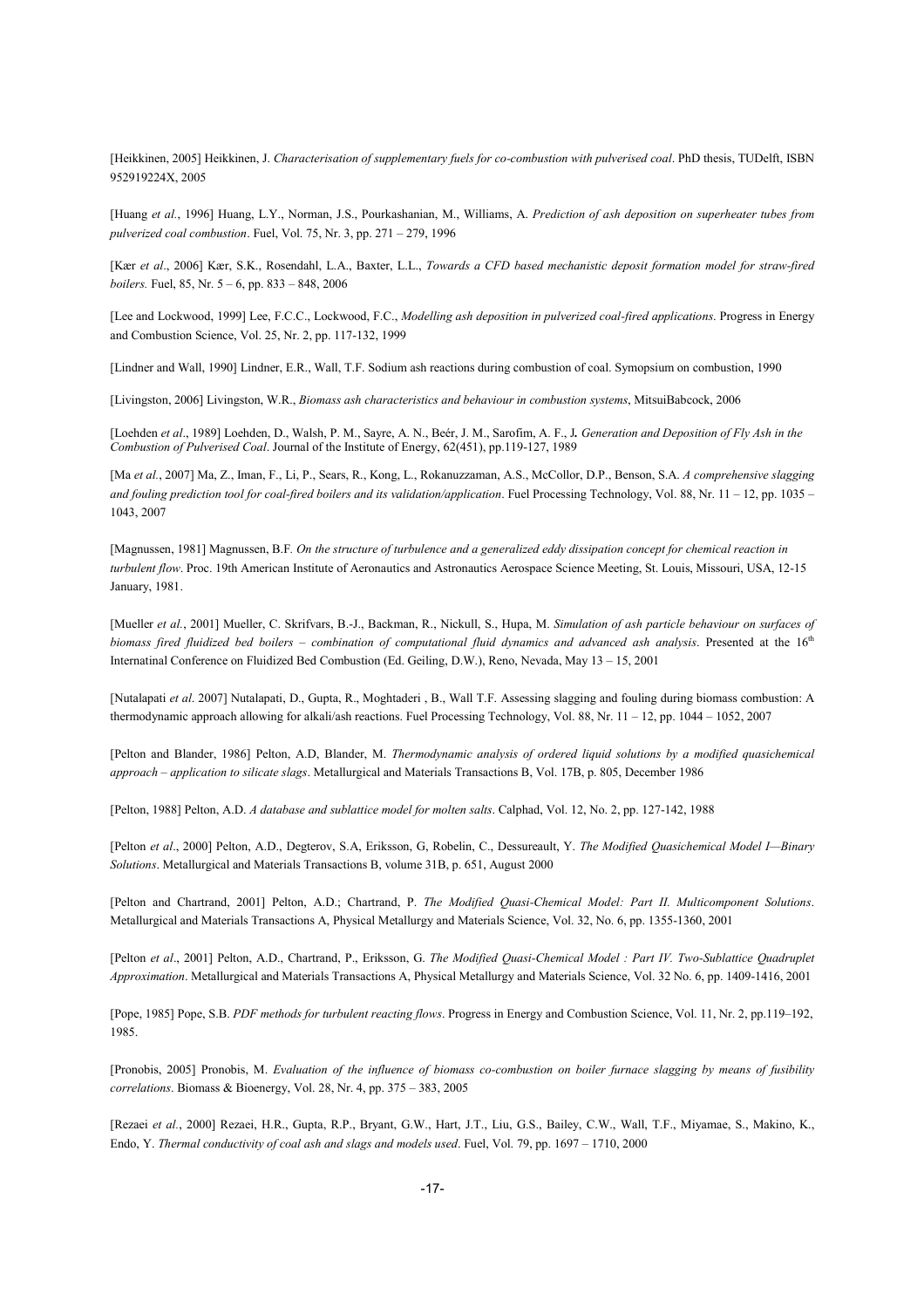[Heikkinen, 2005] Heikkinen, J. *Characterisation of supplementary fuels for co-combustion with pulverised coal*. PhD thesis, TUDelft, ISBN 952919224X, 2005

[Huang *et al.*, 1996] Huang, L.Y., Norman, J.S., Pourkashanian, M., Williams, A. *Prediction of ash deposition on superheater tubes from pulverized coal combustion*. Fuel, Vol. 75, Nr. 3, pp. 271 – 279, 1996

[Kær *et al*., 2006] Kær, S.K., Rosendahl, L.A., Baxter, L.L., *Towards a CFD based mechanistic deposit formation model for straw-fired boilers.* Fuel, 85, Nr. 5 – 6, pp. 833 – 848, 2006

[Lee and Lockwood, 1999] Lee, F.C.C., Lockwood, F.C., *Modelling ash deposition in pulverized coal-fired applications*. Progress in Energy and Combustion Science, Vol. 25, Nr. 2, pp. 117-132, 1999

[Lindner and Wall, 1990] Lindner, E.R., Wall, T.F. Sodium ash reactions during combustion of coal. Symopsium on combustion, 1990

[Livingston, 2006] Livingston, W.R., *Biomass ash characteristics and behaviour in combustion systems*, MitsuiBabcock, 2006

[Loehden *et al*., 1989] Loehden, D., Walsh, P. M., Sayre, A. N., Beér, J. M., Sarofim, A. F., J*. Generation and Deposition of Fly Ash in the Combustion of Pulverised Coal*. Journal of the Institute of Energy, 62(451), pp.119-127, 1989

[Ma *et al.*, 2007] Ma, Z., Iman, F., Li, P., Sears, R., Kong, L., Rokanuzzaman, A.S., McCollor, D.P., Benson, S.A. *A comprehensive slagging and fouling prediction tool for coal-fired boilers and its validation/application*. Fuel Processing Technology, Vol. 88, Nr. 11 – 12, pp. 1035 – 1043, 2007

[Magnussen, 1981] Magnussen, B.F. *On the structure of turbulence and a generalized eddy dissipation concept for chemical reaction in turbulent flow*. Proc. 19th American Institute of Aeronautics and Astronautics Aerospace Science Meeting, St. Louis, Missouri, USA, 12-15 January, 1981.

[Mueller *et al.*, 2001] Mueller, C. Skrifvars, B.-J., Backman, R., Nickull, S., Hupa, M. *Simulation of ash particle behaviour on surfaces of biomass fired fluidized bed boilers – combination of computational fluid dynamics and advanced ash analysis*. Presented at the 16th Internatinal Conference on Fluidized Bed Combustion (Ed. Geiling, D.W.), Reno, Nevada, May 13 – 15, 2001

[Nutalapati *et al*. 2007] Nutalapati, D., Gupta, R., Moghtaderi , B., Wall T.F. Assessing slagging and fouling during biomass combustion: A thermodynamic approach allowing for alkali/ash reactions. Fuel Processing Technology, Vol. 88, Nr. 11 – 12, pp. 1044 – 1052, 2007

[Pelton and Blander, 1986] Pelton, A.D, Blander, M. *Thermodynamic analysis of ordered liquid solutions by a modified quasichemical approach – application to silicate slags*. Metallurgical and Materials Transactions B, Vol. 17B, p. 805, December 1986

[Pelton, 1988] Pelton, A.D. *A database and sublattice model for molten salts*. Calphad, Vol. 12, No. 2, pp. 127-142, 1988

[Pelton *et al*., 2000] Pelton, A.D., Degterov, S.A, Eriksson, G, Robelin, C., Dessureault, Y. *The Modified Quasichemical Model I—Binary Solutions*. Metallurgical and Materials Transactions B, volume 31B, p. 651, August 2000

[Pelton and Chartrand, 2001] Pelton, A.D.; Chartrand, P. *The Modified Quasi-Chemical Model: Part II. Multicomponent Solutions*. Metallurgical and Materials Transactions A, Physical Metallurgy and Materials Science, Vol. 32, No. 6, pp. 1355-1360, 2001

[Pelton *et al*., 2001] Pelton, A.D., Chartrand, P., Eriksson, G. *The Modified Quasi-Chemical Model : Part IV. Two-Sublattice Quadruplet Approximation*. Metallurgical and Materials Transactions A, Physical Metallurgy and Materials Science, Vol. 32 No. 6, pp. 1409-1416, 2001

[Pope, 1985] Pope, S.B. *PDF methods for turbulent reacting flows*. Progress in Energy and Combustion Science, Vol. 11, Nr. 2, pp.119–192, 1985.

[Pronobis, 2005] Pronobis, M. *Evaluation of the influence of biomass co-combustion on boiler furnace slagging by means of fusibility correlations*. Biomass & Bioenergy, Vol. 28, Nr. 4, pp. 375 – 383, 2005

[Rezaei *et al.*, 2000] Rezaei, H.R., Gupta, R.P., Bryant, G.W., Hart, J.T., Liu, G.S., Bailey, C.W., Wall, T.F., Miyamae, S., Makino, K., Endo, Y. *Thermal conductivity of coal ash and slags and models used*. Fuel, Vol. 79, pp. 1697 – 1710, 2000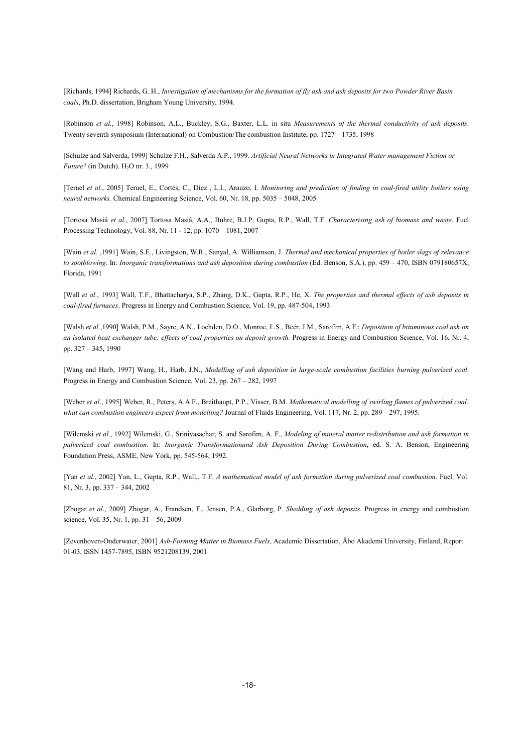[Richards, 1994] Richards, G. H., *Investigation of mechanisms for the formation of fly ash and ash deposits for two Powder River Basin coals*, Ph.D. dissertation, Brigham Young University, 1994.

[Robinson *et al.*, 1998] Robinson, A.L., Buckley, S.G., Baxter, L.L. in situ *Measurements of the thermal conductivity of ash deposits*. Twenty seventh symposium (International) on Combustion/The combustion Institute, pp. 1727 – 1735, 1998

[Schulze and Salverda, 1999] Schulze F.H., Salverda A.P., 1999. *Artificial Neural Networks in Integrated Water management Fiction or Future?* (in Dutch). $H_2O$ nr. 3., 1999

[Teruel *et al.*, 2005] Teruel, E., Cortés, C., Díez , L.I., Arauzo, I. *Monitoring and prediction of fouling in coal-fired utility boilers using neural networks.* Chemical Engineering Science, Vol. 60, Nr. 18, pp. 5035 – 5048, 2005

[Tortosa Masiá *et al.*, 2007] Tortosa Masiá, A.A., Buhre, B.J.P, Gupta, R.P., Wall, T.F. *Characterising ash of biomass and waste*. Fuel Processing Technology, Vol. 88, Nr. 11 - 12, pp. 1070 – 1081, 2007

[Wain *et al.* ,1991] Wain, S.E., Livingston, W.R., Sanyal, A. Williamson, J. *Thermal and mechanical properties of boiler slags of relevance to sootblowing*. In: *Inorganic transformations and ash deposition during combustion* (Ed. Benson, S.A.), pp. 459 – 470, ISBN 079180657X, Florida, 1991

[Wall *et al.*, 1993] Wall, T.F., Bhattacharya, S.P., Zhang, D.K., Gupta, R.P., He, X. *The properties and thermal effects of ash deposits in coal-fired furnaces*. Progress in Energy and Combustion Science, Vol. 19, pp. 487-504, 1993

[Walsh *et al*.,1990] Walsh, P.M., Sayre, A.N., Loehden, D.O., Monroe, L.S., Beér, J.M., Sarofim, A.F.; *Deposition of bituminous coal ash on an isolated heat exchanger tube: effects of coal properties on deposit growth.* Progress in Energy and Combustion Science, Vol. 16, Nr. 4, pp. 327 – 345, 1990

[Wang and Harb, 1997] Wang, H., Harb, J.N., *Modelling of ash deposition in large-scale combustion facilities burning pulverized coal*. Progress in Energy and Combustion Science, Vol. 23, pp. 267 – 282, 1997

[Weber *et al*., 1995] Weber, R., Peters, A.A.F., Breithaupt, P.P., Visser, B.M. *Mathematical modelling of swirling flames of pulverized coal: what can combustion engineers expect from modelling?* Journal of Fluids Engineering, Vol. 117, Nr. 2, pp. 289 – 297, 1995.

[Wilemski *et al*., 1992] Wilemski, G., Srinivasachar, S. and Sarofim, A. F., *Modeling of mineral matter redistribution and ash formation in pulverized coal combustion*. In: *Inorganic Transformationand Ash Deposition During Combustion***,** ed. S. A. Benson, Engineering Foundation Press, ASME, New York, pp. 545-564, 1992.

[Yan *et al*., 2002] Yan, L., Gupta, R.P., Wall,. T.F. *A mathematical model of ash formation during pulverized coal combustion*. Fuel. Vol. 81, Nr. 3, pp. 337 – 344, 2002

[Zbogar *et al*., 2009] Zbogar, A., Frandsen, F., Jensen, P.A., Glarborg, P. *Shedding of ash deposits*. Progress in energy and combustion science, Vol. 35, Nr. 1, pp. 31 – 56, 2009

[Zevenhoven-Onderwater, 2001] *Ash-Forming Matter in Biomass Fuels*, Academic Dissertation, Åbo Akademi University, Finland, Report 01-03, ISSN 1457-7895, ISBN 9521208139, 2001